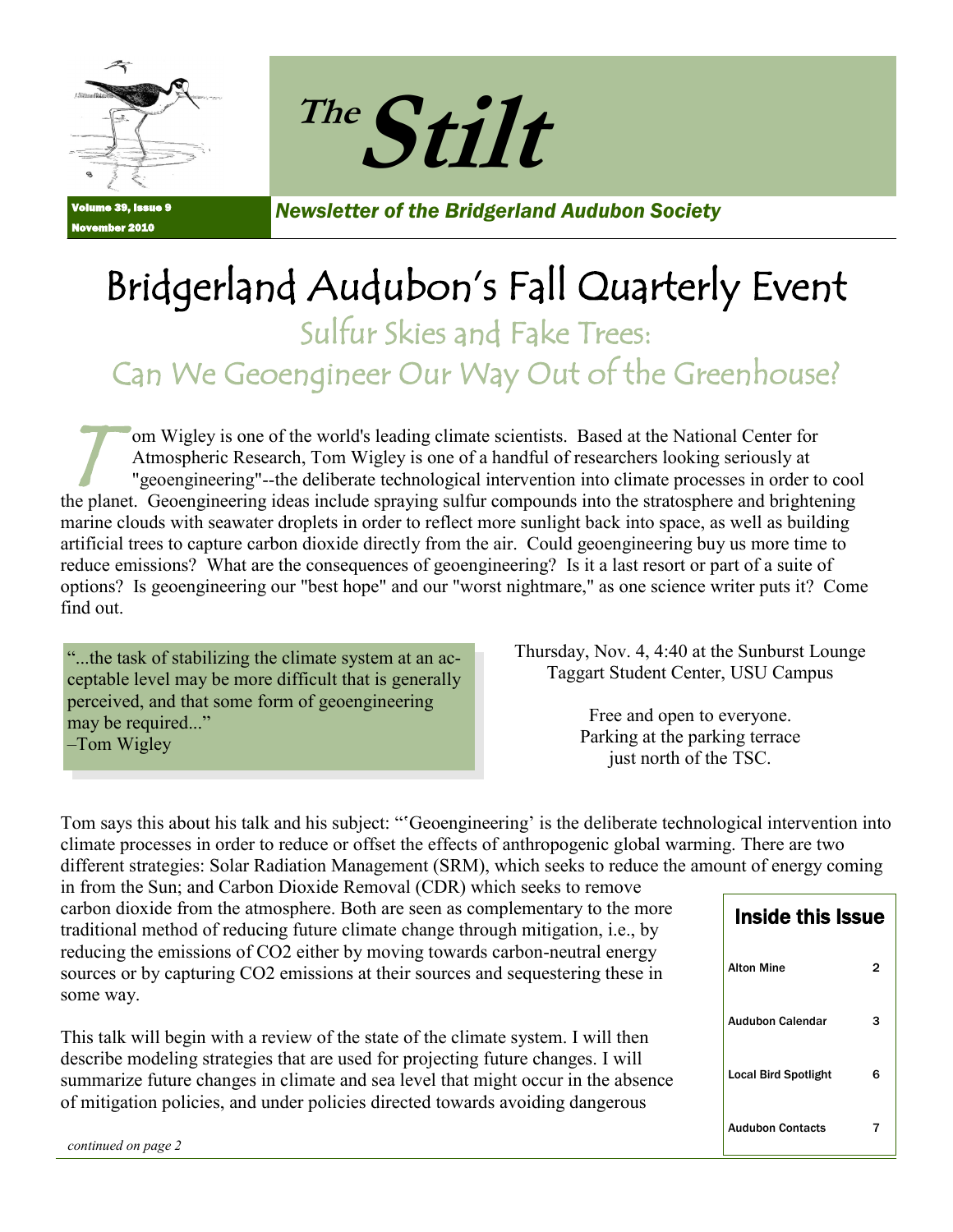# The Stilt

Volume 39, Issue 9
November 2010

*Newsletter of the Bridgerland Audubon Society*

# Bridgerland Audubon's Fall Quarterly Event

## Sulfur Skies and Fake Trees: Can We Geoengineer Our Way Out of the Greenhouse?

Tom Wigley is one of the world's leading climate scientists. Based at the National Center for Atmospheric Research, Tom Wigley is one of a handful of researchers looking seriously at "geoengineering"--the deliberate technological intervention into climate processes in order to cool the planet. Geoengineering ideas include spraying sulfur compounds into the stratosphere and brightening marine clouds with seawater droplets in order to reflect more sunlight back into space, as well as building artificial trees to capture carbon dioxide directly from the air. Could geoengineering buy us more time to reduce emissions? What are the consequences of geoengineering? Is it a last resort or part of a suite of options? Is geoengineering our "best hope" and our "worst nightmare," as one science writer puts it? Come find out.

> "...the task of stabilizing the climate system at an acceptable level may be more difficult that is generally perceived, and that some form of geoengineering may be required..."
> –Tom Wigley

Thursday, Nov. 4, 4:40 at the Sunburst Lounge
Taggart Student Center, USU Campus

Free and open to everyone.
Parking at the parking terrace just north of the TSC.

Tom says this about his talk and his subject: "'Geoengineering' is the deliberate technological intervention into climate processes in order to reduce or offset the effects of anthropogenic global warming. There are two different strategies: Solar Radiation Management (SRM), which seeks to reduce the amount of energy coming in from the Sun; and Carbon Dioxide Removal (CDR) which seeks to remove carbon dioxide from the atmosphere. Both are seen as complementary to the more traditional method of reducing future climate change through mitigation, i.e., by reducing the emissions of $CO_2$ either by moving towards carbon-neutral energy sources or by capturing $CO_2$ emissions at their sources and sequestering these in some way.

This talk will begin with a review of the state of the climate system. I will then describe modeling strategies that are used for projecting future changes. I will summarize future changes in climate and sea level that might occur in the absence of mitigation policies, and under policies directed towards avoiding dangerous

*continued on page 2*

### Inside this Issue

| | |
|---|---|
| Alton Mine | 2 |
| Audubon Calendar | 3 |
| Local Bird Spotlight | 6 |
| Audubon Contacts | 7 |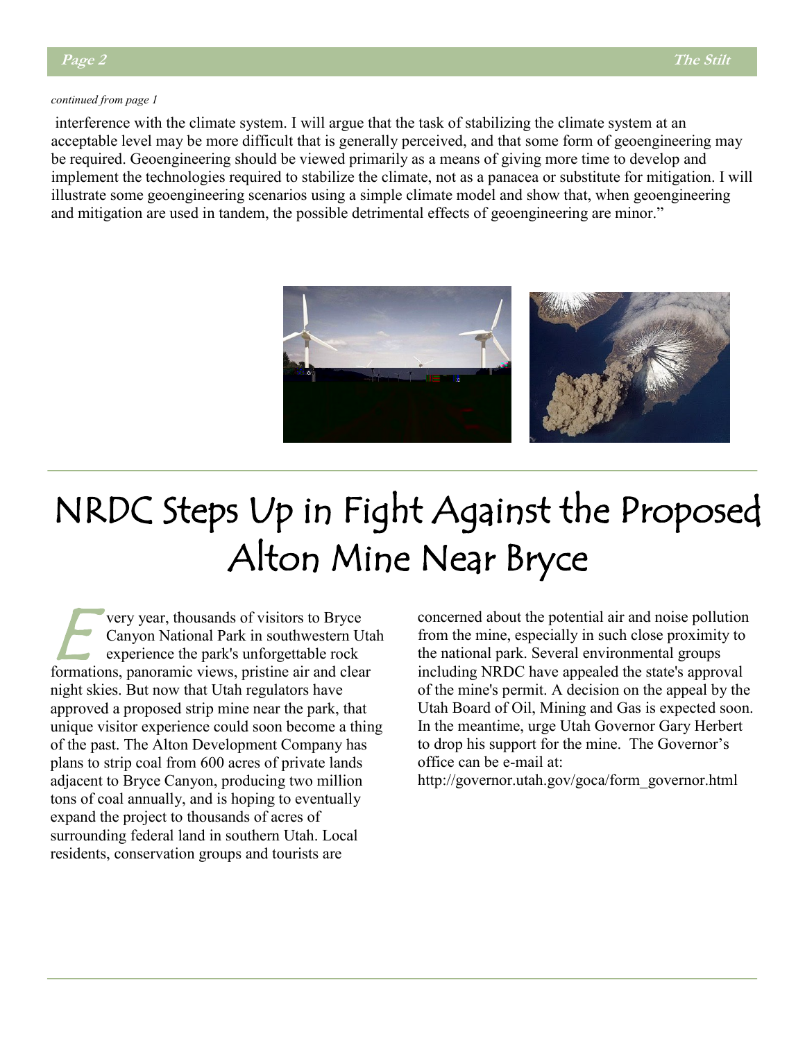*continued from page 1*

interference with the climate system. I will argue that the task of stabilizing the climate system at an acceptable level may be more difficult that is generally perceived, and that some form of geoengineering may be required. Geoengineering should be viewed primarily as a means of giving more time to develop and implement the technologies required to stabilize the climate, not as a panacea or substitute for mitigation. I will illustrate some geoengineering scenarios using a simple climate model and show that, when geoengineering and mitigation are used in tandem, the possible detrimental effects of geoengineering are minor."

# NRDC Steps Up in Fight Against the Proposed Alton Mine Near Bryce

Every year, thousands of visitors to Bryce Canyon National Park in southwestern Utah experience the park's unforgettable rock formations, panoramic views, pristine air and clear night skies. But now that Utah regulators have approved a proposed strip mine near the park, that unique visitor experience could soon become a thing of the past. The Alton Development Company has plans to strip coal from 600 acres of private lands adjacent to Bryce Canyon, producing two million tons of coal annually, and is hoping to eventually expand the project to thousands of acres of surrounding federal land in southern Utah. Local residents, conservation groups and tourists are concerned about the potential air and noise pollution from the mine, especially in such close proximity to the national park. Several environmental groups including NRDC have appealed the state's approval of the mine's permit. A decision on the appeal by the Utah Board of Oil, Mining and Gas is expected soon. In the meantime, urge Utah Governor Gary Herbert to drop his support for the mine. The Governor's office can be e-mail at: http://governor.utah.gov/goca/form_governor.html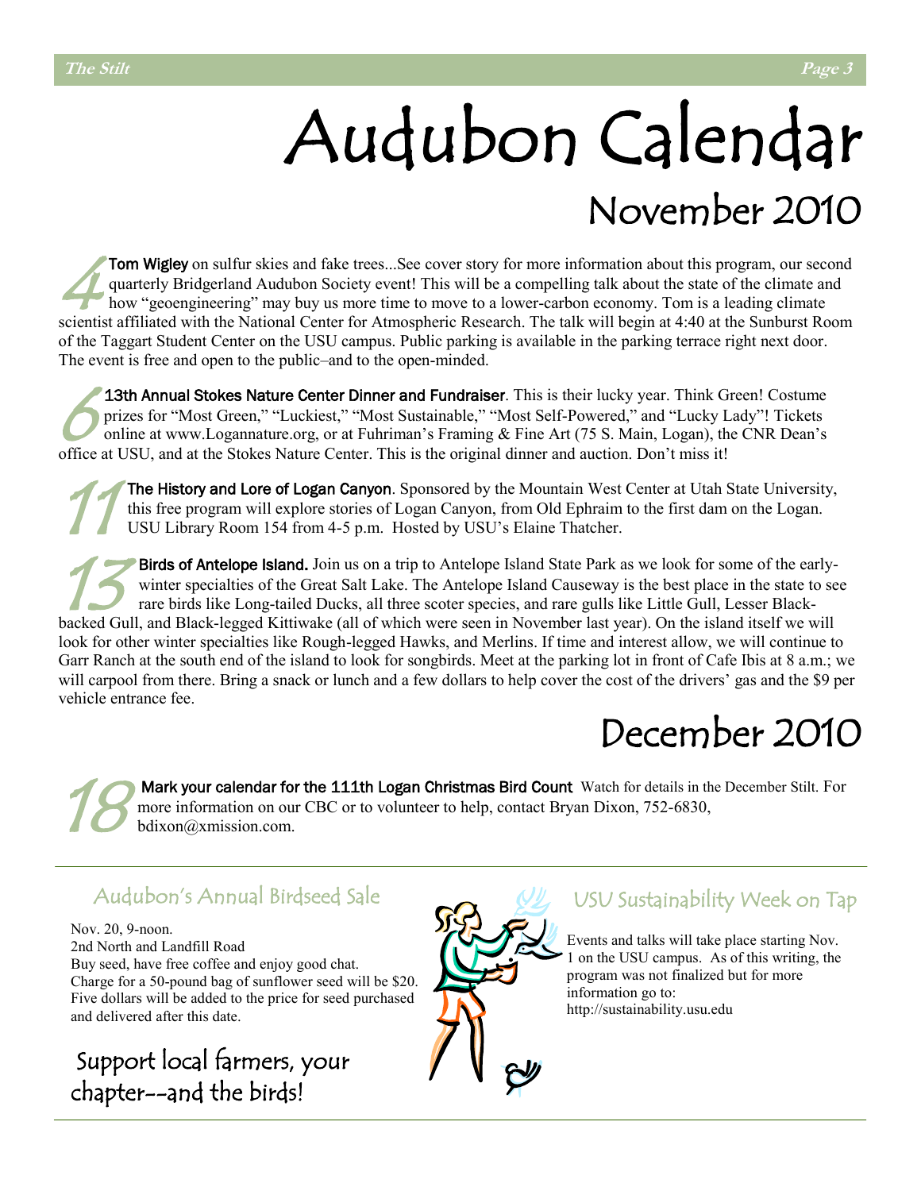# Audubon Calendar

## November 2010

**4** **Tom Wigley** on sulfur skies and fake trees...See cover story for more information about this program, our second quarterly Bridgerland Audubon Society event! This will be a compelling talk about the state of the climate and how "geoengineering" may buy us more time to move to a lower-carbon economy. Tom is a leading climate scientist affiliated with the National Center for Atmospheric Research. The talk will begin at 4:40 at the Sunburst Room of the Taggart Student Center on the USU campus. Public parking is available in the parking terrace right next door. The event is free and open to the public–and to the open-minded.

**6** **13th Annual Stokes Nature Center Dinner and Fundraiser**. This is their lucky year. Think Green! Costume prizes for "Most Green," "Luckiest," "Most Sustainable," "Most Self-Powered," and "Lucky Lady"! Tickets online at www.Logannature.org, or at Fuhriman's Framing & Fine Art (75 S. Main, Logan), the CNR Dean's office at USU, and at the Stokes Nature Center. This is the original dinner and auction. Don't miss it!

**11** **The History and Lore of Logan Canyon**. Sponsored by the Mountain West Center at Utah State University, this free program will explore stories of Logan Canyon, from Old Ephraim to the first dam on the Logan. USU Library Room 154 from 4-5 p.m. Hosted by USU's Elaine Thatcher.

**13** **Birds of Antelope Island.** Join us on a trip to Antelope Island State Park as we look for some of the early-winter specialties of the Great Salt Lake. The Antelope Island Causeway is the best place in the state to see rare birds like Long-tailed Ducks, all three scoter species, and rare gulls like Little Gull, Lesser Black-backed Gull, and Black-legged Kittiwake (all of which were seen in November last year). On the island itself we will look for other winter specialties like Rough-legged Hawks, and Merlins. If time and interest allow, we will continue to Garr Ranch at the south end of the island to look for songbirds. Meet at the parking lot in front of Cafe Ibis at 8 a.m.; we will carpool from there. Bring a snack or lunch and a few dollars to help cover the cost of the drivers' gas and the $9 per vehicle entrance fee.

## December 2010

**18** **Mark your calendar for the 111th Logan Christmas Bird Count** Watch for details in the December Stilt. For more information on our CBC or to volunteer to help, contact Bryan Dixon, 752-6830, bdixon@xmission.com.

### Audubon's Annual Birdseed Sale

Nov. 20, 9-noon.
2nd North and Landfill Road
Buy seed, have free coffee and enjoy good chat.
Charge for a 50-pound bag of sunflower seed will be $20.
Five dollars will be added to the price for seed purchased and delivered after this date.

Support local farmers, your chapter--and the birds!

### USU Sustainability Week on Tap

Events and talks will take place starting Nov. 1 on the USU campus. As of this writing, the program was not finalized but for more information go to: http://sustainability.usu.edu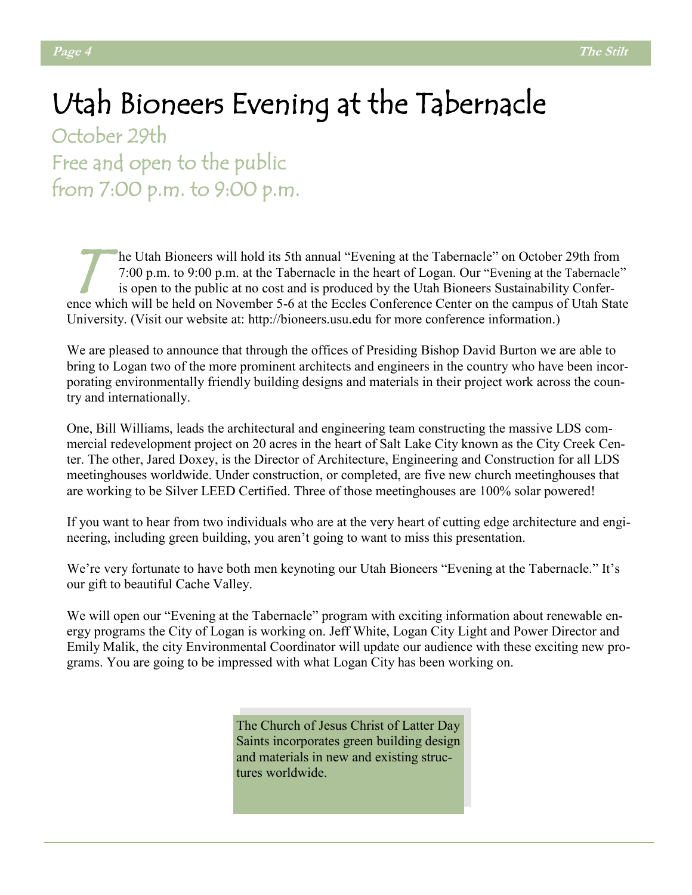# Utah Bioneers Evening at the Tabernacle

## October 29th
## Free and open to the public
## from 7:00 p.m. to 9:00 p.m.

The Utah Bioneers will hold its 5th annual "Evening at the Tabernacle" on October 29th from 7:00 p.m. to 9:00 p.m. at the Tabernacle in the heart of Logan. Our "Evening at the Tabernacle" is open to the public at no cost and is produced by the Utah Bioneers Sustainability Conference which will be held on November 5-6 at the Eccles Conference Center on the campus of Utah State University. (Visit our website at: http://bioneers.usu.edu for more conference information.)

We are pleased to announce that through the offices of Presiding Bishop David Burton we are able to bring to Logan two of the more prominent architects and engineers in the country who have been incorporating environmentally friendly building designs and materials in their project work across the country and internationally.

One, Bill Williams, leads the architectural and engineering team constructing the massive LDS commercial redevelopment project on 20 acres in the heart of Salt Lake City known as the City Creek Center. The other, Jared Doxey, is the Director of Architecture, Engineering and Construction for all LDS meetinghouses worldwide. Under construction, or completed, are five new church meetinghouses that are working to be Silver LEED Certified. Three of those meetinghouses are 100% solar powered!

If you want to hear from two individuals who are at the very heart of cutting edge architecture and engineering, including green building, you aren't going to want to miss this presentation.

We're very fortunate to have both men keynoting our Utah Bioneers "Evening at the Tabernacle." It's our gift to beautiful Cache Valley.

We will open our "Evening at the Tabernacle" program with exciting information about renewable energy programs the City of Logan is working on. Jeff White, Logan City Light and Power Director and Emily Malik, the city Environmental Coordinator will update our audience with these exciting new programs. You are going to be impressed with what Logan City has been working on.

> The Church of Jesus Christ of Latter Day Saints incorporates green building design and materials in new and existing structures worldwide.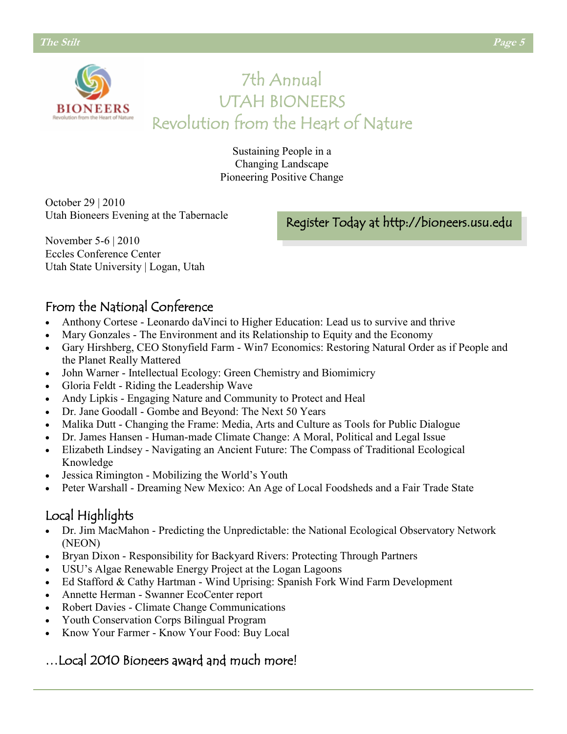# 7th Annual
# UTAH BIONEERS
# Revolution from the Heart of Nature

Sustaining People in a
Changing Landscape
Pioneering Positive Change

October 29 | 2010
Utah Bioneers Evening at the Tabernacle

November 5-6 | 2010
Eccles Conference Center
Utah State University | Logan, Utah

Register Today at http://bioneers.usu.edu

## From the National Conference

- Anthony Cortese - Leonardo daVinci to Higher Education: Lead us to survive and thrive
- Mary Gonzales - The Environment and its Relationship to Equity and the Economy
- Gary Hirshberg, CEO Stonyfield Farm - Win7 Economics: Restoring Natural Order as if People and the Planet Really Mattered
- John Warner - Intellectual Ecology: Green Chemistry and Biomimicry
- Gloria Feldt - Riding the Leadership Wave
- Andy Lipkis - Engaging Nature and Community to Protect and Heal
- Dr. Jane Goodall - Gombe and Beyond: The Next 50 Years
- Malika Dutt - Changing the Frame: Media, Arts and Culture as Tools for Public Dialogue
- Dr. James Hansen - Human-made Climate Change: A Moral, Political and Legal Issue
- Elizabeth Lindsey - Navigating an Ancient Future: The Compass of Traditional Ecological Knowledge
- Jessica Rimington - Mobilizing the World's Youth
- Peter Warshall - Dreaming New Mexico: An Age of Local Foodsheds and a Fair Trade State

## Local Highlights

- Dr. Jim MacMahon - Predicting the Unpredictable: the National Ecological Observatory Network (NEON)
- Bryan Dixon - Responsibility for Backyard Rivers: Protecting Through Partners
- USU's Algae Renewable Energy Project at the Logan Lagoons
- Ed Stafford & Cathy Hartman - Wind Uprising: Spanish Fork Wind Farm Development
- Annette Herman - Swanner EcoCenter report
- Robert Davies - Climate Change Communications
- Youth Conservation Corps Bilingual Program
- Know Your Farmer - Know Your Food: Buy Local

## …Local 2010 Bioneers award and much more!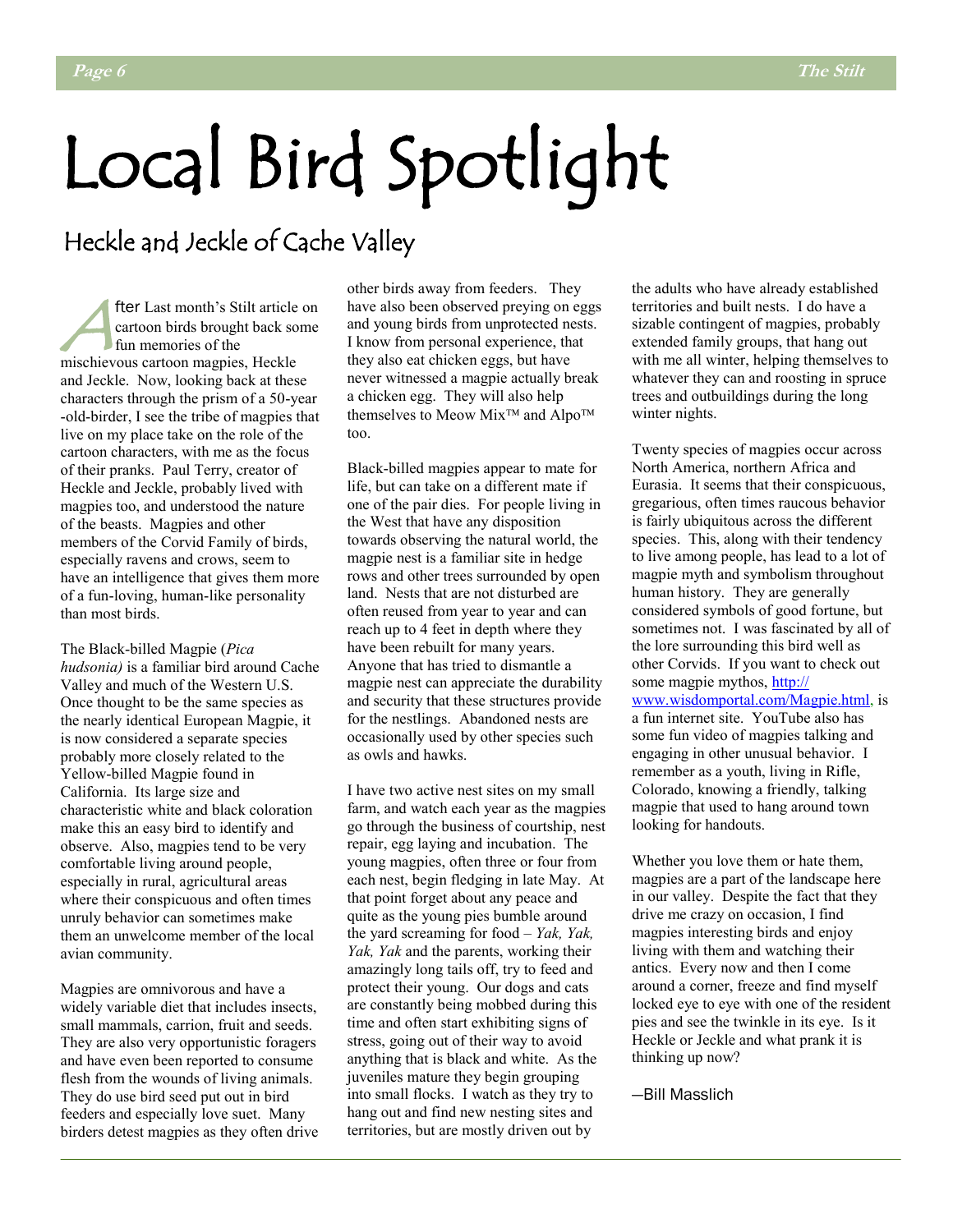// Local Bird Spotlight

## Heckle and Jeckle of Cache Valley

After Last month's Stilt article on cartoon birds brought back some fun memories of the mischievous cartoon magpies, Heckle and Jeckle. Now, looking back at these characters through the prism of a 50-year-old-birder, I see the tribe of magpies that live on my place take on the role of the cartoon characters, with me as the focus of their pranks. Paul Terry, creator of Heckle and Jeckle, probably lived with magpies too, and understood the nature of the beasts. Magpies and other members of the Corvid Family of birds, especially ravens and crows, seem to have an intelligence that gives them more of a fun-loving, human-like personality than most birds.

The Black-billed Magpie (*Pica hudsonia)* is a familiar bird around Cache Valley and much of the Western U.S. Once thought to be the same species as the nearly identical European Magpie, it is now considered a separate species probably more closely related to the Yellow-billed Magpie found in California. Its large size and characteristic white and black coloration make this an easy bird to identify and observe. Also, magpies tend to be very comfortable living around people, especially in rural, agricultural areas where their conspicuous and often times unruly behavior can sometimes make them an unwelcome member of the local avian community.

Magpies are omnivorous and have a widely variable diet that includes insects, small mammals, carrion, fruit and seeds. They are also very opportunistic foragers and have even been reported to consume flesh from the wounds of living animals. They do use bird seed put out in bird feeders and especially love suet. Many birders detest magpies as they often drive other birds away from feeders. They have also been observed preying on eggs and young birds from unprotected nests. I know from personal experience, that they also eat chicken eggs, but have never witnessed a magpie actually break a chicken egg. They will also help themselves to Meow Mix™ and Alpo™ too.

Black-billed magpies appear to mate for life, but can take on a different mate if one of the pair dies. For people living in the West that have any disposition towards observing the natural world, the magpie nest is a familiar site in hedge rows and other trees surrounded by open land. Nests that are not disturbed are often reused from year to year and can reach up to 4 feet in depth where they have been rebuilt for many years. Anyone that has tried to dismantle a magpie nest can appreciate the durability and security that these structures provide for the nestlings. Abandoned nests are occasionally used by other species such as owls and hawks.

I have two active nest sites on my small farm, and watch each year as the magpies go through the business of courtship, nest repair, egg laying and incubation. The young magpies, often three or four from each nest, begin fledging in late May. At that point forget about any peace and quite as the young pies bumble around the yard screaming for food – *Yak, Yak, Yak, Yak* and the parents, working their amazingly long tails off, try to feed and protect their young. Our dogs and cats are constantly being mobbed during this time and often start exhibiting signs of stress, going out of their way to avoid anything that is black and white. As the juveniles mature they begin grouping into small flocks. I watch as they try to hang out and find new nesting sites and territories, but are mostly driven out by the adults who have already established territories and built nests. I do have a sizable contingent of magpies, probably extended family groups, that hang out with me all winter, helping themselves to whatever they can and roosting in spruce trees and outbuildings during the long winter nights.

Twenty species of magpies occur across North America, northern Africa and Eurasia. It seems that their conspicuous, gregarious, often times raucous behavior is fairly ubiquitous across the different species. This, along with their tendency to live among people, has lead to a lot of magpie myth and symbolism throughout human history. They are generally considered symbols of good fortune, but sometimes not. I was fascinated by all of the lore surrounding this bird well as other Corvids. If you want to check out some magpie mythos, http://www.wisdomportal.com/Magpie.html, is a fun internet site. YouTube also has some fun video of magpies talking and engaging in other unusual behavior. I remember as a youth, living in Rifle, Colorado, knowing a friendly, talking magpie that used to hang around town looking for handouts.

Whether you love them or hate them, magpies are a part of the landscape here in our valley. Despite the fact that they drive me crazy on occasion, I find magpies interesting birds and enjoy living with them and watching their antics. Every now and then I come around a corner, freeze and find myself locked eye to eye with one of the resident pies and see the twinkle in its eye. Is it Heckle or Jeckle and what prank it is thinking up now?

—Bill Masslich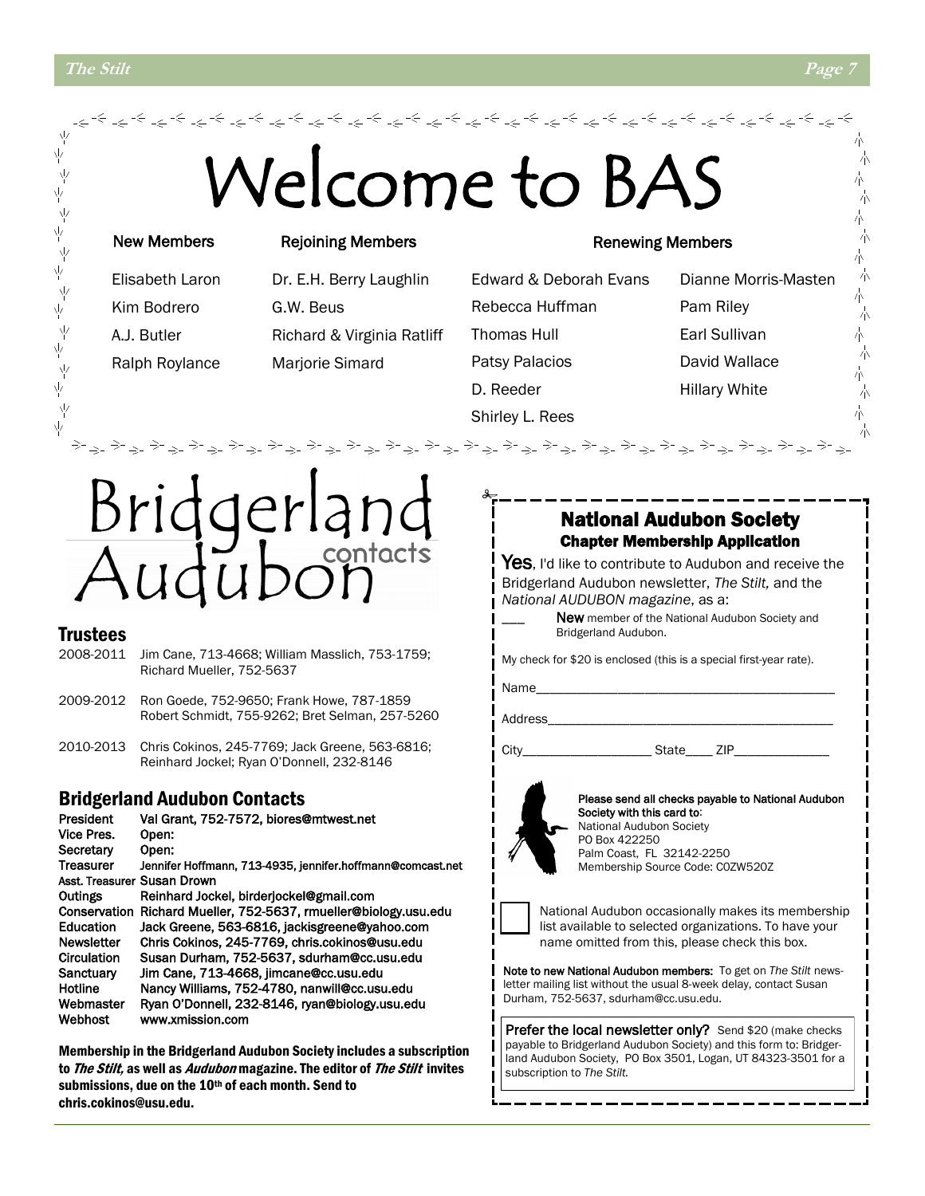# Welcome to BAS

| New Members | Rejoining Members | Renewing Members | |
|---|---|---|---|
| Elisabeth Laron | Dr. E.H. Berry Laughlin | Edward & Deborah Evans | Dianne Morris-Masten |
| Kim Bodrero | G.W. Beus | Rebecca Huffman | Pam Riley |
| A.J. Butler | Richard & Virginia Ratliff | Thomas Hull | Earl Sullivan |
| Ralph Roylance | Marjorie Simard | Patsy Palacios | David Wallace |
| | | D. Reeder | Hillary White |
| | | Shirley L. Rees | |

# Bridgerland Audubon contacts

## Trustees

2008-2011 Jim Cane, 713-4668; William Masslich, 753-1759; Richard Mueller, 752-5637

2009-2012 Ron Goede, 752-9650; Frank Howe, 787-1859 Robert Schmidt, 755-9262; Bret Selman, 257-5260

2010-2013 Chris Cokinos, 245-7769; Jack Greene, 563-6816; Reinhard Jockel; Ryan O'Donnell, 232-8146

## Bridgerland Audubon Contacts

| | |
|---|---|
| President | Val Grant, 752-7572, biores@mtwest.net |
| Vice Pres. | Open: |
| Secretary | Open: |
| Treasurer | Jennifer Hoffmann, 713-4935, jennifer.hoffmann@comcast.net |
| Asst. Treasurer | Susan Drown |
| Outings | Reinhard Jockel, birderjockel@gmail.com |
| Conservation | Richard Mueller, 752-5637, rmueller@biology.usu.edu |
| Education | Jack Greene, 563-6816, jackisgreene@yahoo.com |
| Newsletter | Chris Cokinos, 245-7769, chris.cokinos@usu.edu |
| Circulation | Susan Durham, 752-5637, sdurham@cc.usu.edu |
| Sanctuary | Jim Cane, 713-4668, jimcane@cc.usu.edu |
| Hotline | Nancy Williams, 752-4780, nanwill@cc.usu.edu |
| Webmaster | Ryan O'Donnell, 232-8146, ryan@biology.usu.edu |
| Webhost | www.xmission.com |

**Membership in the Bridgerland Audubon Society includes a subscription to *The Stilt,* as well as *Audubon* magazine. The editor of *The Stilt* invites submissions, due on the 10th of each month. Send to chris.cokinos@usu.edu.**

## National Audubon Society
### Chapter Membership Application

**Yes**, I'd like to contribute to Audubon and receive the Bridgerland Audubon newsletter, *The Stilt,* and the *National AUDUBON magazine*, as a:

___ **New** member of the National Audubon Society and Bridgerland Audubon.

My check for $20 is enclosed (this is a special first-year rate).

Name_______________________________________

Address_____________________________________

City_________________ State____ ZIP_____________

**Please send all checks payable to National Audubon Society with this card to:**
National Audubon Society
PO Box 422250
Palm Coast, FL 32142-2250
Membership Source Code: C0ZW520Z

☐ National Audubon occasionally makes its membership list available to selected organizations. To have your name omitted from this, please check this box.

**Note to new National Audubon members:** To get on *The Stilt* newsletter mailing list without the usual 8-week delay, contact Susan Durham, 752-5637, sdurham@cc.usu.edu.

**Prefer the local newsletter only?** Send $20 (make checks payable to Bridgerland Audubon Society) and this form to: Bridgerland Audubon Society, PO Box 3501, Logan, UT 84323-3501 for a subscription to *The Stilt.*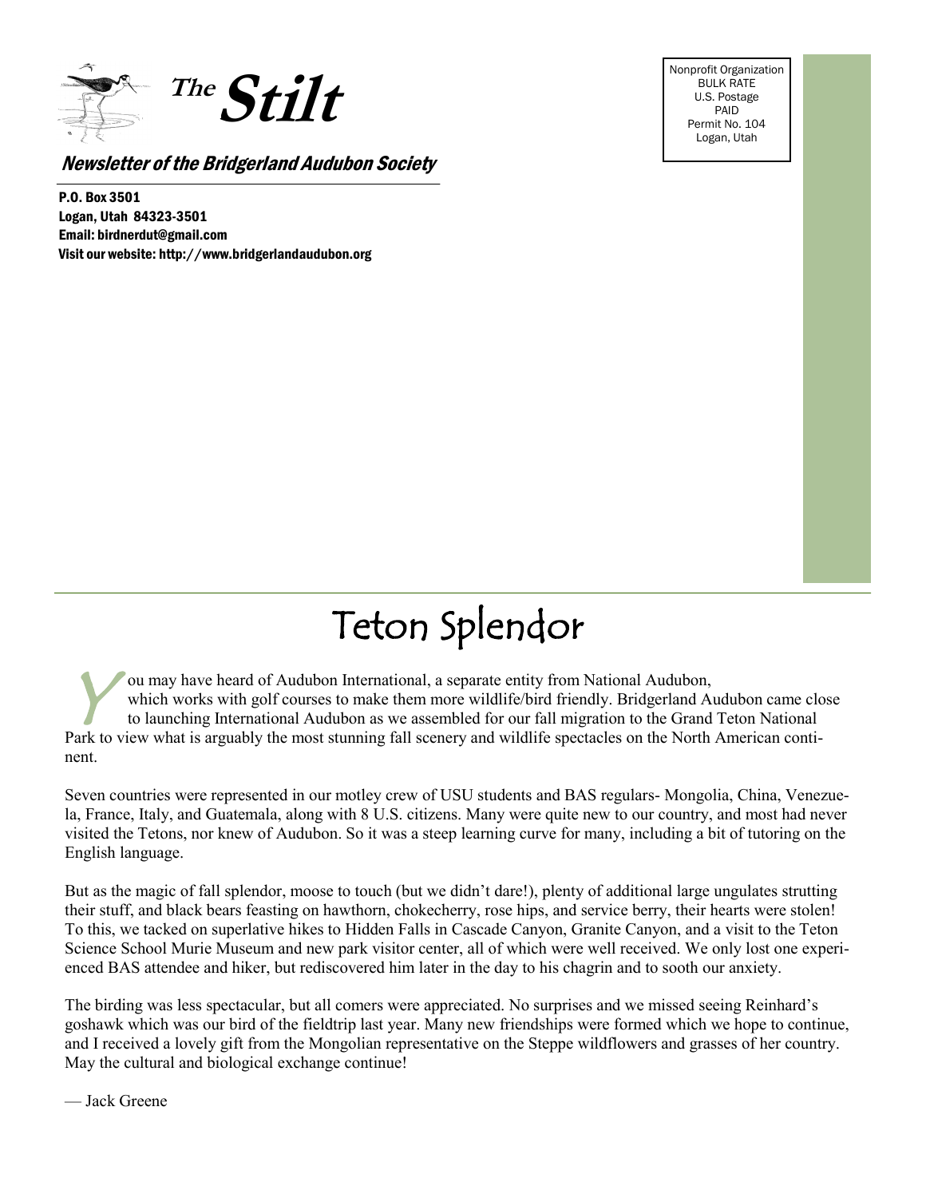# The Stilt

*Newsletter of the Bridgerland Audubon Society*

**P.O. Box 3501**
**Logan, Utah 84323-3501**
**Email: birdnerdut@gmail.com**
**Visit our website: http://www.bridgerlandaudubon.org**

Nonprofit Organization
BULK RATE
U.S. Postage
PAID
Permit No. 104
Logan, Utah

# Teton Splendor

You may have heard of Audubon International, a separate entity from National Audubon, which works with golf courses to make them more wildlife/bird friendly. Bridgerland Audubon came close to launching International Audubon as we assembled for our fall migration to the Grand Teton National Park to view what is arguably the most stunning fall scenery and wildlife spectacles on the North American continent.

Seven countries were represented in our motley crew of USU students and BAS regulars- Mongolia, China, Venezuela, France, Italy, and Guatemala, along with 8 U.S. citizens. Many were quite new to our country, and most had never visited the Tetons, nor knew of Audubon. So it was a steep learning curve for many, including a bit of tutoring on the English language.

But as the magic of fall splendor, moose to touch (but we didn't dare!), plenty of additional large ungulates strutting their stuff, and black bears feasting on hawthorn, chokecherry, rose hips, and service berry, their hearts were stolen! To this, we tacked on superlative hikes to Hidden Falls in Cascade Canyon, Granite Canyon, and a visit to the Teton Science School Murie Museum and new park visitor center, all of which were well received. We only lost one experienced BAS attendee and hiker, but rediscovered him later in the day to his chagrin and to sooth our anxiety.

The birding was less spectacular, but all comers were appreciated. No surprises and we missed seeing Reinhard's goshawk which was our bird of the fieldtrip last year. Many new friendships were formed which we hope to continue, and I received a lovely gift from the Mongolian representative on the Steppe wildflowers and grasses of her country. May the cultural and biological exchange continue!

— Jack Greene